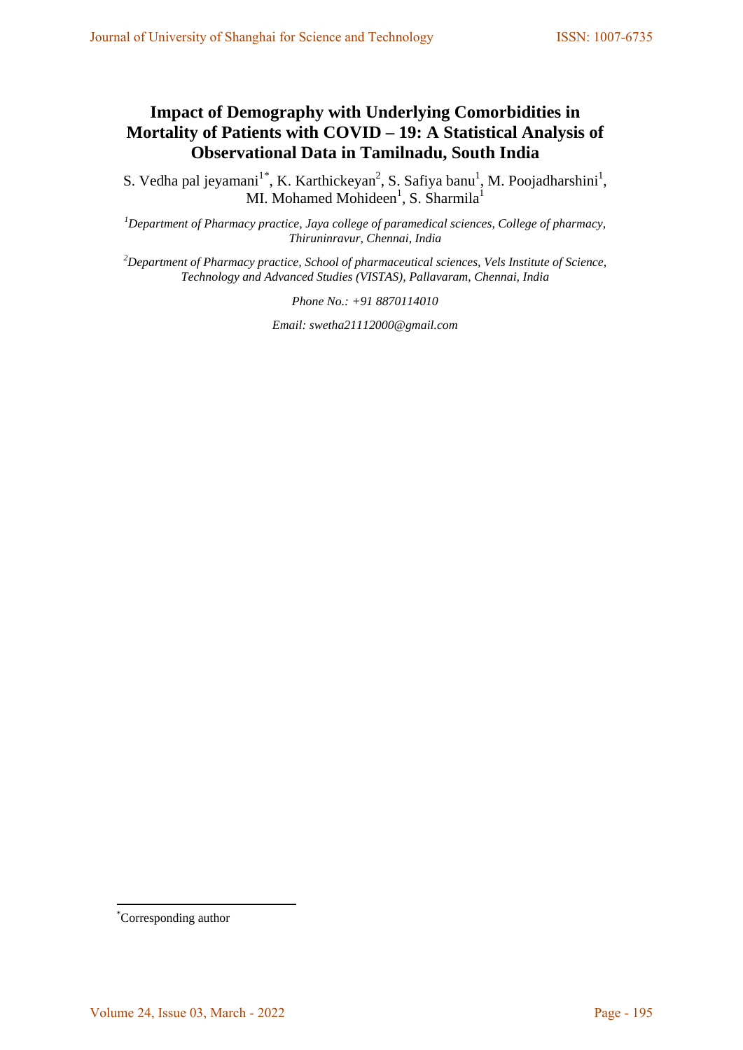# Impact of Demography with Underlying Comorbidities in Mortality of Patients with COVID – 19: A Statistical Analysis of Observational Data in Tamilnadu, South India

S. Vedha pal jeyamani[1*], K. Karthickeyan[2], S. Safiya banu[1], M. Poojadharshini[1], MI. Mohamed Mohideen[1], S. Sharmila[1]

[1]*Department of Pharmacy practice, Jaya college of paramedical sciences, College of pharmacy, Thiruninravur, Chennai, India*

[2]*Department of Pharmacy practice, School of pharmaceutical sciences, Vels Institute of Science, Technology and Advanced Studies (VISTAS), Pallavaram, Chennai, India*

*Phone No.: +91 8870114010*

*Email: swetha21112000@gmail.com*

[*]Corresponding author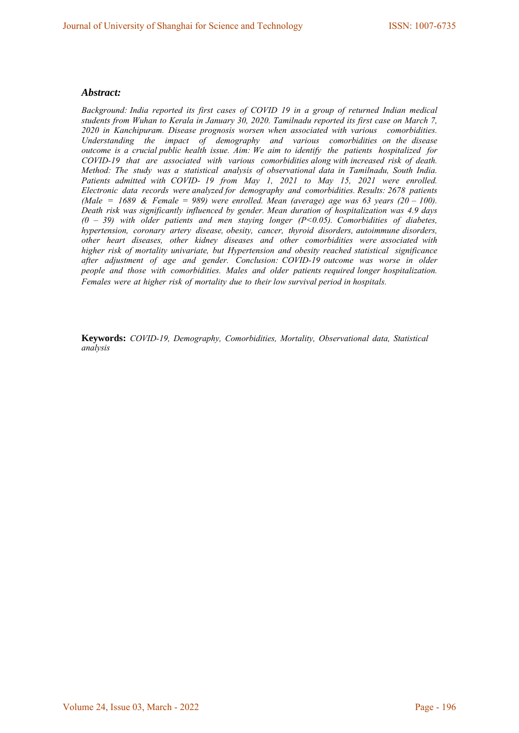### *Abstract:*

*Background: India reported its first cases of COVID 19 in a group of returned Indian medical students from Wuhan to Kerala in January 30, 2020. Tamilnadu reported its first case on March 7, 2020 in Kanchipuram. Disease prognosis worsen when associated with various comorbidities. Understanding the impact of demography and various comorbidities on the disease outcome is a crucial public health issue. Aim: We aim to identify the patients hospitalized for COVID-19 that are associated with various comorbidities along with increased risk of death. Method: The study was a statistical analysis of observational data in Tamilnadu, South India. Patients admitted with COVID- 19 from May 1, 2021 to May 15, 2021 were enrolled. Electronic data records were analyzed for demography and comorbidities. Results: 2678 patients (Male = 1689 & Female = 989) were enrolled. Mean (average) age was 63 years (20 – 100). Death risk was significantly influenced by gender. Mean duration of hospitalization was 4.9 days (0 – 39) with older patients and men staying longer (P<0.05). Comorbidities of diabetes, hypertension, coronary artery disease, obesity, cancer, thyroid disorders, autoimmune disorders, other heart diseases, other kidney diseases and other comorbidities were associated with higher risk of mortality univariate, but Hypertension and obesity reached statistical significance after adjustment of age and gender. Conclusion: COVID-19 outcome was worse in older people and those with comorbidities. Males and older patients required longer hospitalization. Females were at higher risk of mortality due to their low survival period in hospitals.*

**Keywords:** *COVID-19, Demography, Comorbidities, Mortality, Observational data, Statistical analysis*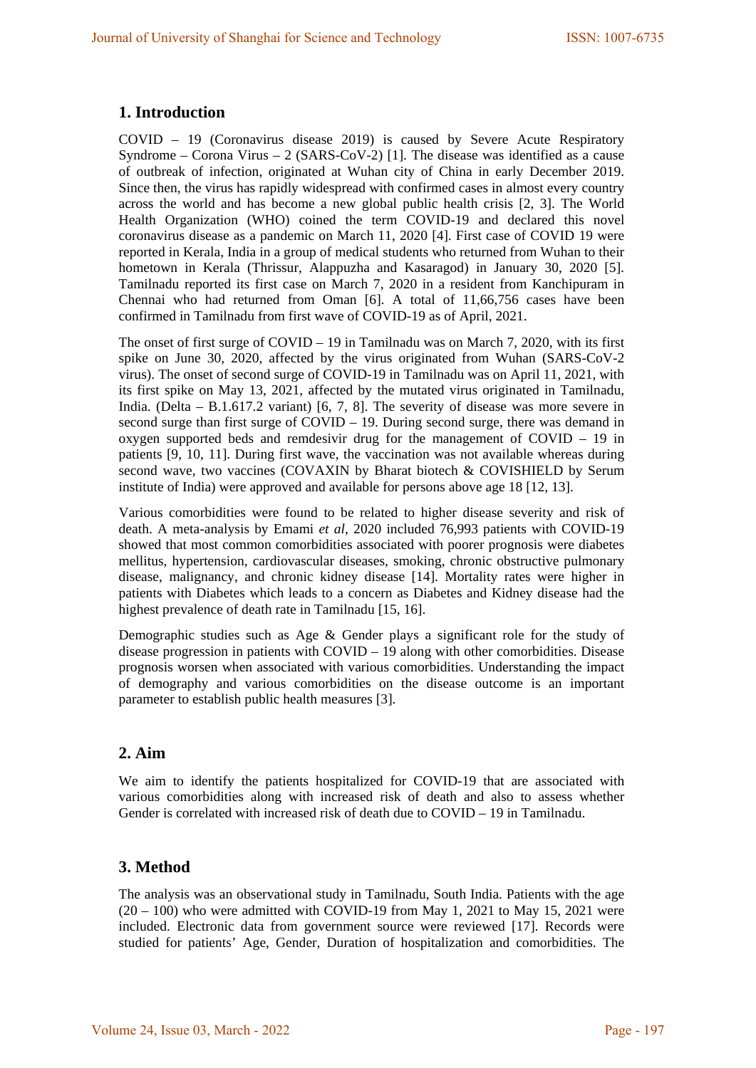## 1. Introduction

COVID – 19 (Coronavirus disease 2019) is caused by Severe Acute Respiratory Syndrome – Corona Virus – 2 (SARS-CoV-2) [1]. The disease was identified as a cause of outbreak of infection, originated at Wuhan city of China in early December 2019. Since then, the virus has rapidly widespread with confirmed cases in almost every country across the world and has become a new global public health crisis [2, 3]. The World Health Organization (WHO) coined the term COVID-19 and declared this novel coronavirus disease as a pandemic on March 11, 2020 [4]. First case of COVID 19 were reported in Kerala, India in a group of medical students who returned from Wuhan to their hometown in Kerala (Thrissur, Alappuzha and Kasaragod) in January 30, 2020 [5]. Tamilnadu reported its first case on March 7, 2020 in a resident from Kanchipuram in Chennai who had returned from Oman [6]. A total of 11,66,756 cases have been confirmed in Tamilnadu from first wave of COVID-19 as of April, 2021.

The onset of first surge of COVID – 19 in Tamilnadu was on March 7, 2020, with its first spike on June 30, 2020, affected by the virus originated from Wuhan (SARS-CoV-2 virus). The onset of second surge of COVID-19 in Tamilnadu was on April 11, 2021, with its first spike on May 13, 2021, affected by the mutated virus originated in Tamilnadu, India. (Delta – B.1.617.2 variant) [6, 7, 8]. The severity of disease was more severe in second surge than first surge of COVID – 19. During second surge, there was demand in oxygen supported beds and remdesivir drug for the management of COVID – 19 in patients [9, 10, 11]. During first wave, the vaccination was not available whereas during second wave, two vaccines (COVAXIN by Bharat biotech & COVISHIELD by Serum institute of India) were approved and available for persons above age 18 [12, 13].

Various comorbidities were found to be related to higher disease severity and risk of death. A meta-analysis by Emami *et al*, 2020 included 76,993 patients with COVID-19 showed that most common comorbidities associated with poorer prognosis were diabetes mellitus, hypertension, cardiovascular diseases, smoking, chronic obstructive pulmonary disease, malignancy, and chronic kidney disease [14]. Mortality rates were higher in patients with Diabetes which leads to a concern as Diabetes and Kidney disease had the highest prevalence of death rate in Tamilnadu [15, 16].

Demographic studies such as Age & Gender plays a significant role for the study of disease progression in patients with COVID – 19 along with other comorbidities. Disease prognosis worsen when associated with various comorbidities. Understanding the impact of demography and various comorbidities on the disease outcome is an important parameter to establish public health measures [3].

## 2. Aim

We aim to identify the patients hospitalized for COVID-19 that are associated with various comorbidities along with increased risk of death and also to assess whether Gender is correlated with increased risk of death due to COVID – 19 in Tamilnadu.

## 3. Method

The analysis was an observational study in Tamilnadu, South India. Patients with the age (20 – 100) who were admitted with COVID-19 from May 1, 2021 to May 15, 2021 were included. Electronic data from government source were reviewed [17]. Records were studied for patients' Age, Gender, Duration of hospitalization and comorbidities. The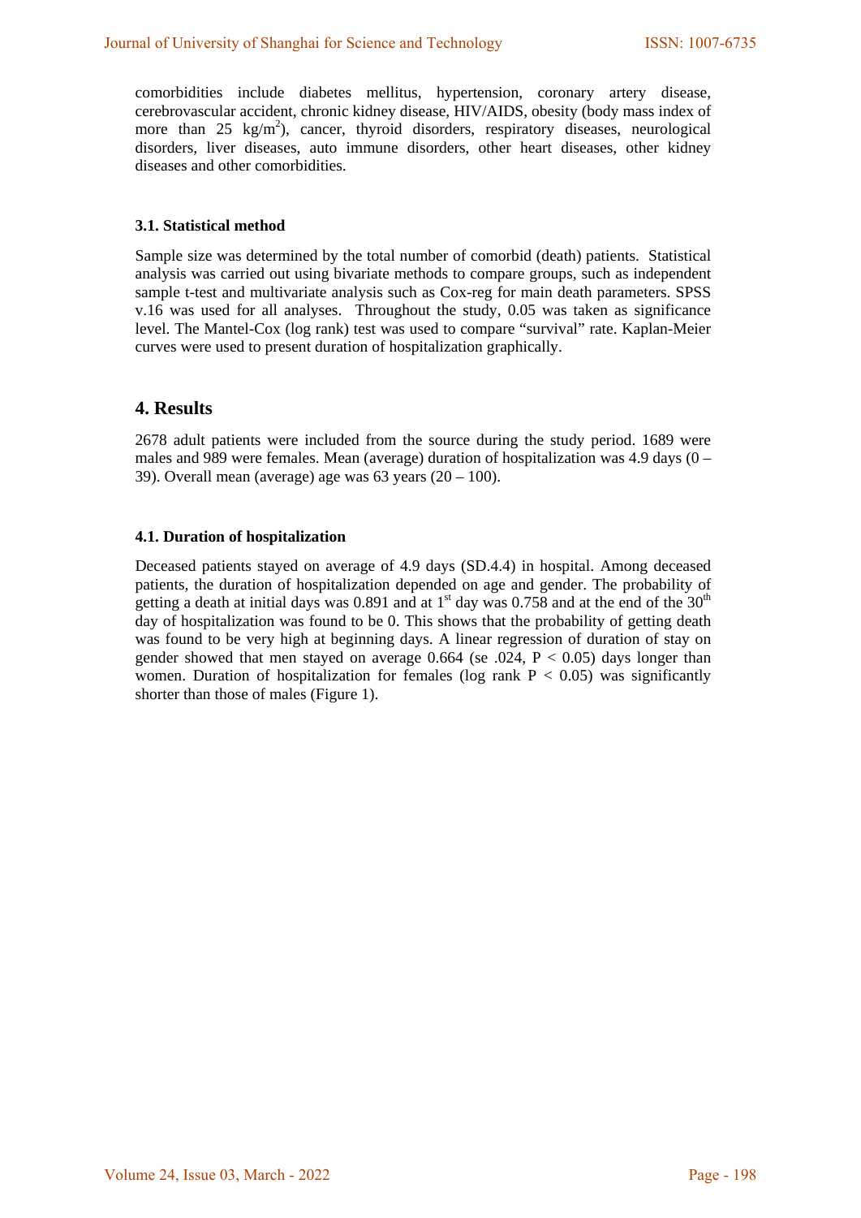comorbidities include diabetes mellitus, hypertension, coronary artery disease, cerebrovascular accident, chronic kidney disease, HIV/AIDS, obesity (body mass index of more than 25 $kg/m^2$), cancer, thyroid disorders, respiratory diseases, neurological disorders, liver diseases, auto immune disorders, other heart diseases, other kidney diseases and other comorbidities.

### 3.1. Statistical method

Sample size was determined by the total number of comorbid (death) patients. Statistical analysis was carried out using bivariate methods to compare groups, such as independent sample t-test and multivariate analysis such as Cox-reg for main death parameters. SPSS v.16 was used for all analyses. Throughout the study, 0.05 was taken as significance level. The Mantel-Cox (log rank) test was used to compare "survival" rate. Kaplan-Meier curves were used to present duration of hospitalization graphically.

## 4. Results

2678 adult patients were included from the source during the study period. 1689 were males and 989 were females. Mean (average) duration of hospitalization was 4.9 days (0 – 39). Overall mean (average) age was 63 years (20 – 100).

### 4.1. Duration of hospitalization

Deceased patients stayed on average of 4.9 days (SD.4.4) in hospital. Among deceased patients, the duration of hospitalization depended on age and gender. The probability of getting a death at initial days was 0.891 and at 1st day was 0.758 and at the end of the 30th day of hospitalization was found to be 0. This shows that the probability of getting death was found to be very high at beginning days. A linear regression of duration of stay on gender showed that men stayed on average 0.664 (se .024, $P < 0.05$) days longer than women. Duration of hospitalization for females (log rank $P < 0.05$) was significantly shorter than those of males (Figure 1).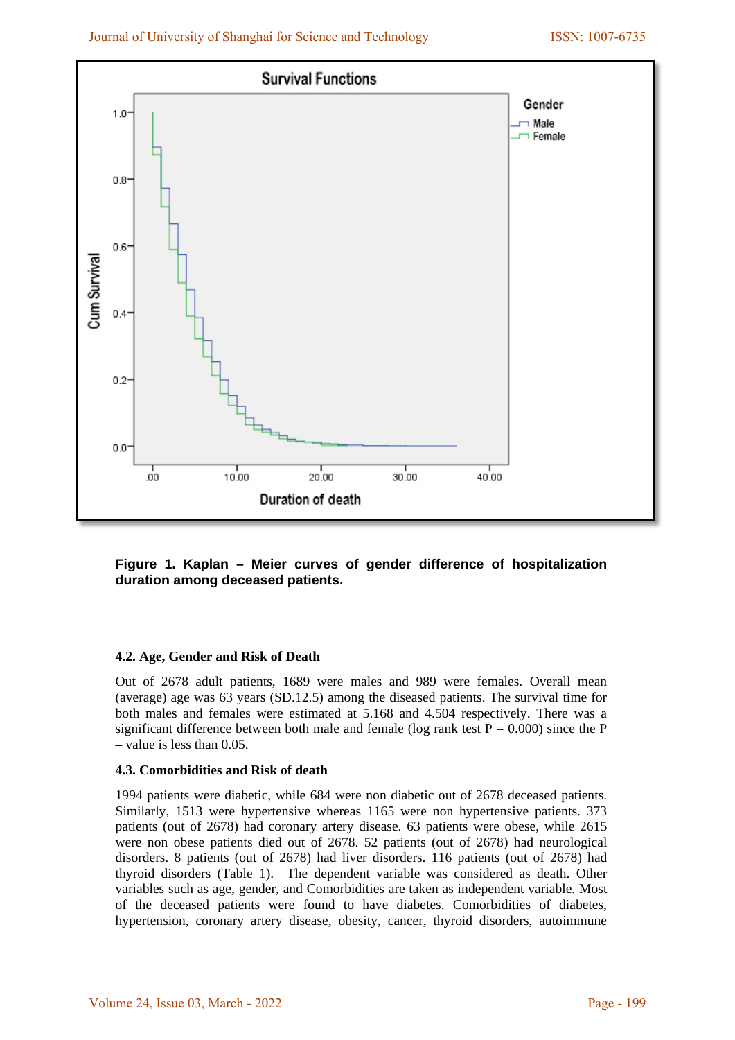**Figure 1. Kaplan – Meier curves of gender difference of hospitalization duration among deceased patients.**

### 4.2. Age, Gender and Risk of Death

Out of 2678 adult patients, 1689 were males and 989 were females. Overall mean (average) age was 63 years (SD.12.5) among the diseased patients. The survival time for both males and females were estimated at 5.168 and 4.504 respectively. There was a significant difference between both male and female (log rank test P = 0.000) since the P – value is less than 0.05.

### 4.3. Comorbidities and Risk of death

1994 patients were diabetic, while 684 were non diabetic out of 2678 deceased patients. Similarly, 1513 were hypertensive whereas 1165 were non hypertensive patients. 373 patients (out of 2678) had coronary artery disease. 63 patients were obese, while 2615 were non obese patients died out of 2678. 52 patients (out of 2678) had neurological disorders. 8 patients (out of 2678) had liver disorders. 116 patients (out of 2678) had thyroid disorders (Table 1). The dependent variable was considered as death. Other variables such as age, gender, and Comorbidities are taken as independent variable. Most of the deceased patients were found to have diabetes. Comorbidities of diabetes, hypertension, coronary artery disease, obesity, cancer, thyroid disorders, autoimmune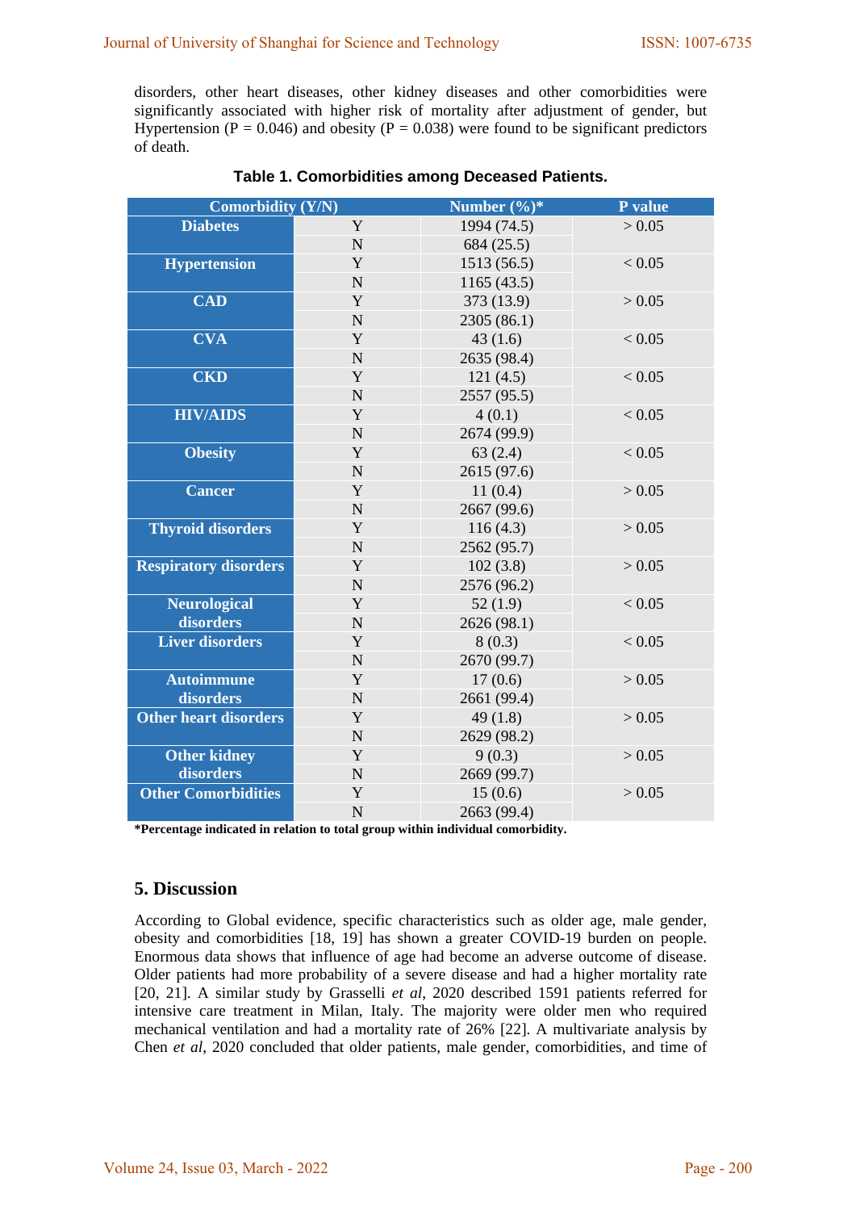disorders, other heart diseases, other kidney diseases and other comorbidities were significantly associated with higher risk of mortality after adjustment of gender, but Hypertension (P = 0.046) and obesity (P = 0.038) were found to be significant predictors of death.

**Table 1. Comorbidities among Deceased Patients.**

| Comorbidity (Y/N) | | Number (%)* | P value |
|---|---|---|---|
| **Diabetes** | Y | 1994 (74.5) | > 0.05 |
| | N | 684 (25.5) | |
| **Hypertension** | Y | 1513 (56.5) | < 0.05 |
| | N | 1165 (43.5) | |
| **CAD** | Y | 373 (13.9) | > 0.05 |
| | N | 2305 (86.1) | |
| **CVA** | Y | 43 (1.6) | < 0.05 |
| | N | 2635 (98.4) | |
| **CKD** | Y | 121 (4.5) | < 0.05 |
| | N | 2557 (95.5) | |
| **HIV/AIDS** | Y | 4 (0.1) | < 0.05 |
| | N | 2674 (99.9) | |
| **Obesity** | Y | 63 (2.4) | < 0.05 |
| | N | 2615 (97.6) | |
| **Cancer** | Y | 11 (0.4) | > 0.05 |
| | N | 2667 (99.6) | |
| **Thyroid disorders** | Y | 116 (4.3) | > 0.05 |
| | N | 2562 (95.7) | |
| **Respiratory disorders** | Y | 102 (3.8) | > 0.05 |
| | N | 2576 (96.2) | |
| **Neurological disorders** | Y | 52 (1.9) | < 0.05 |
| | N | 2626 (98.1) | |
| **Liver disorders** | Y | 8 (0.3) | < 0.05 |
| | N | 2670 (99.7) | |
| **Autoimmune disorders** | Y | 17 (0.6) | > 0.05 |
| | N | 2661 (99.4) | |
| **Other heart disorders** | Y | 49 (1.8) | > 0.05 |
| | N | 2629 (98.2) | |
| **Other kidney disorders** | Y | 9 (0.3) | > 0.05 |
| | N | 2669 (99.7) | |
| **Other Comorbidities** | Y | 15 (0.6) | > 0.05 |
| | N | 2663 (99.4) | |

**\*Percentage indicated in relation to total group within individual comorbidity.**

## 5. Discussion

According to Global evidence, specific characteristics such as older age, male gender, obesity and comorbidities [18, 19] has shown a greater COVID-19 burden on people. Enormous data shows that influence of age had become an adverse outcome of disease. Older patients had more probability of a severe disease and had a higher mortality rate [20, 21]. A similar study by Grasselli *et al*, 2020 described 1591 patients referred for intensive care treatment in Milan, Italy. The majority were older men who required mechanical ventilation and had a mortality rate of 26% [22]. A multivariate analysis by Chen *et al*, 2020 concluded that older patients, male gender, comorbidities, and time of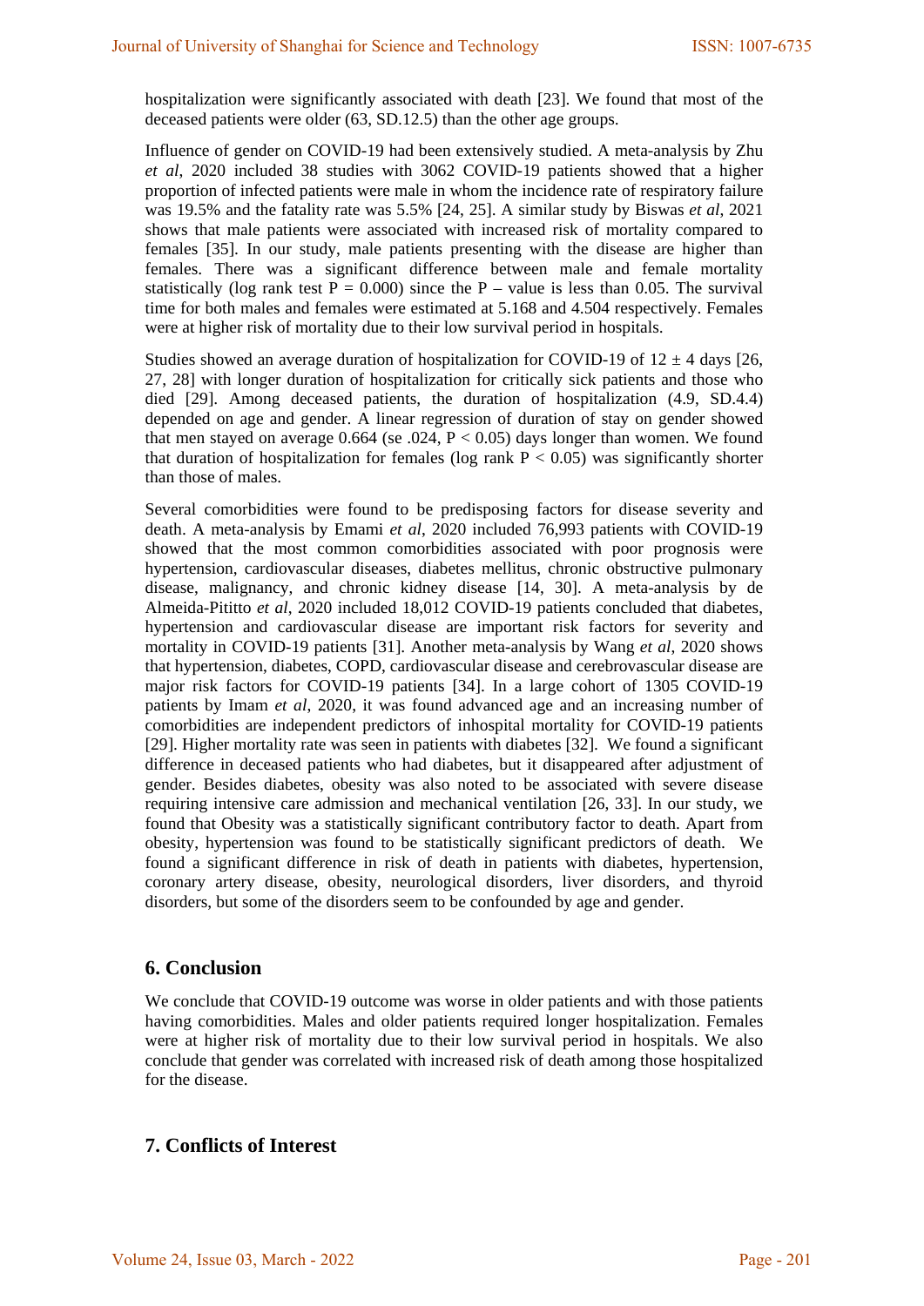hospitalization were significantly associated with death [23]. We found that most of the deceased patients were older (63, SD.12.5) than the other age groups.

Influence of gender on COVID-19 had been extensively studied. A meta-analysis by Zhu *et al*, 2020 included 38 studies with 3062 COVID-19 patients showed that a higher proportion of infected patients were male in whom the incidence rate of respiratory failure was 19.5% and the fatality rate was 5.5% [24, 25]. A similar study by Biswas *et al*, 2021 shows that male patients were associated with increased risk of mortality compared to females [35]. In our study, male patients presenting with the disease are higher than females. There was a significant difference between male and female mortality statistically (log rank test $P = 0.000$) since the P – value is less than 0.05. The survival time for both males and females were estimated at 5.168 and 4.504 respectively. Females were at higher risk of mortality due to their low survival period in hospitals.

Studies showed an average duration of hospitalization for COVID-19 of $12 \pm 4$ days [26, 27, 28] with longer duration of hospitalization for critically sick patients and those who died [29]. Among deceased patients, the duration of hospitalization (4.9, SD.4.4) depended on age and gender. A linear regression of duration of stay on gender showed that men stayed on average 0.664 (se .024, $P < 0.05$) days longer than women. We found that duration of hospitalization for females (log rank $P < 0.05$) was significantly shorter than those of males.

Several comorbidities were found to be predisposing factors for disease severity and death. A meta-analysis by Emami *et al*, 2020 included 76,993 patients with COVID-19 showed that the most common comorbidities associated with poor prognosis were hypertension, cardiovascular diseases, diabetes mellitus, chronic obstructive pulmonary disease, malignancy, and chronic kidney disease [14, 30]. A meta-analysis by de Almeida-Pititto *et al*, 2020 included 18,012 COVID-19 patients concluded that diabetes, hypertension and cardiovascular disease are important risk factors for severity and mortality in COVID-19 patients [31]. Another meta-analysis by Wang *et al*, 2020 shows that hypertension, diabetes, COPD, cardiovascular disease and cerebrovascular disease are major risk factors for COVID-19 patients [34]. In a large cohort of 1305 COVID-19 patients by Imam *et al*, 2020, it was found advanced age and an increasing number of comorbidities are independent predictors of inhospital mortality for COVID-19 patients [29]. Higher mortality rate was seen in patients with diabetes [32]. We found a significant difference in deceased patients who had diabetes, but it disappeared after adjustment of gender. Besides diabetes, obesity was also noted to be associated with severe disease requiring intensive care admission and mechanical ventilation [26, 33]. In our study, we found that Obesity was a statistically significant contributory factor to death. Apart from obesity, hypertension was found to be statistically significant predictors of death. We found a significant difference in risk of death in patients with diabetes, hypertension, coronary artery disease, obesity, neurological disorders, liver disorders, and thyroid disorders, but some of the disorders seem to be confounded by age and gender.

## 6. Conclusion

We conclude that COVID-19 outcome was worse in older patients and with those patients having comorbidities. Males and older patients required longer hospitalization. Females were at higher risk of mortality due to their low survival period in hospitals. We also conclude that gender was correlated with increased risk of death among those hospitalized for the disease.

## 7. Conflicts of Interest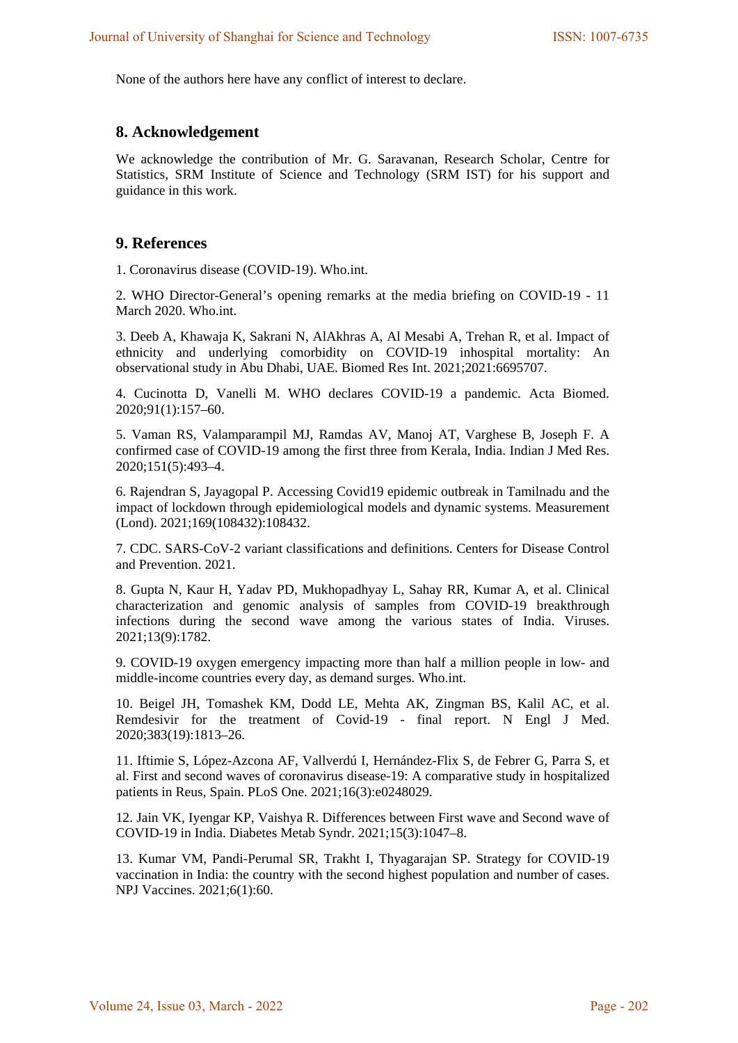None of the authors here have any conflict of interest to declare.

## 8. Acknowledgement

We acknowledge the contribution of Mr. G. Saravanan, Research Scholar, Centre for Statistics, SRM Institute of Science and Technology (SRM IST) for his support and guidance in this work.

## 9. References

1. Coronavirus disease (COVID-19). Who.int.

2. WHO Director-General's opening remarks at the media briefing on COVID-19 - 11 March 2020. Who.int.

3. Deeb A, Khawaja K, Sakrani N, AlAkhras A, Al Mesabi A, Trehan R, et al. Impact of ethnicity and underlying comorbidity on COVID-19 inhospital mortality: An observational study in Abu Dhabi, UAE. Biomed Res Int. 2021;2021:6695707.

4. Cucinotta D, Vanelli M. WHO declares COVID-19 a pandemic. Acta Biomed. 2020;91(1):157–60.

5. Vaman RS, Valamparampil MJ, Ramdas AV, Manoj AT, Varghese B, Joseph F. A confirmed case of COVID-19 among the first three from Kerala, India. Indian J Med Res. 2020;151(5):493–4.

6. Rajendran S, Jayagopal P. Accessing Covid19 epidemic outbreak in Tamilnadu and the impact of lockdown through epidemiological models and dynamic systems. Measurement (Lond). 2021;169(108432):108432.

7. CDC. SARS-CoV-2 variant classifications and definitions. Centers for Disease Control and Prevention. 2021.

8. Gupta N, Kaur H, Yadav PD, Mukhopadhyay L, Sahay RR, Kumar A, et al. Clinical characterization and genomic analysis of samples from COVID-19 breakthrough infections during the second wave among the various states of India. Viruses. 2021;13(9):1782.

9. COVID-19 oxygen emergency impacting more than half a million people in low- and middle-income countries every day, as demand surges. Who.int.

10. Beigel JH, Tomashek KM, Dodd LE, Mehta AK, Zingman BS, Kalil AC, et al. Remdesivir for the treatment of Covid-19 - final report. N Engl J Med. 2020;383(19):1813–26.

11. Iftimie S, López-Azcona AF, Vallverdú I, Hernández-Flix S, de Febrer G, Parra S, et al. First and second waves of coronavirus disease-19: A comparative study in hospitalized patients in Reus, Spain. PLoS One. 2021;16(3):e0248029.

12. Jain VK, Iyengar KP, Vaishya R. Differences between First wave and Second wave of COVID-19 in India. Diabetes Metab Syndr. 2021;15(3):1047–8.

13. Kumar VM, Pandi-Perumal SR, Trakht I, Thyagarajan SP. Strategy for COVID-19 vaccination in India: the country with the second highest population and number of cases. NPJ Vaccines. 2021;6(1):60.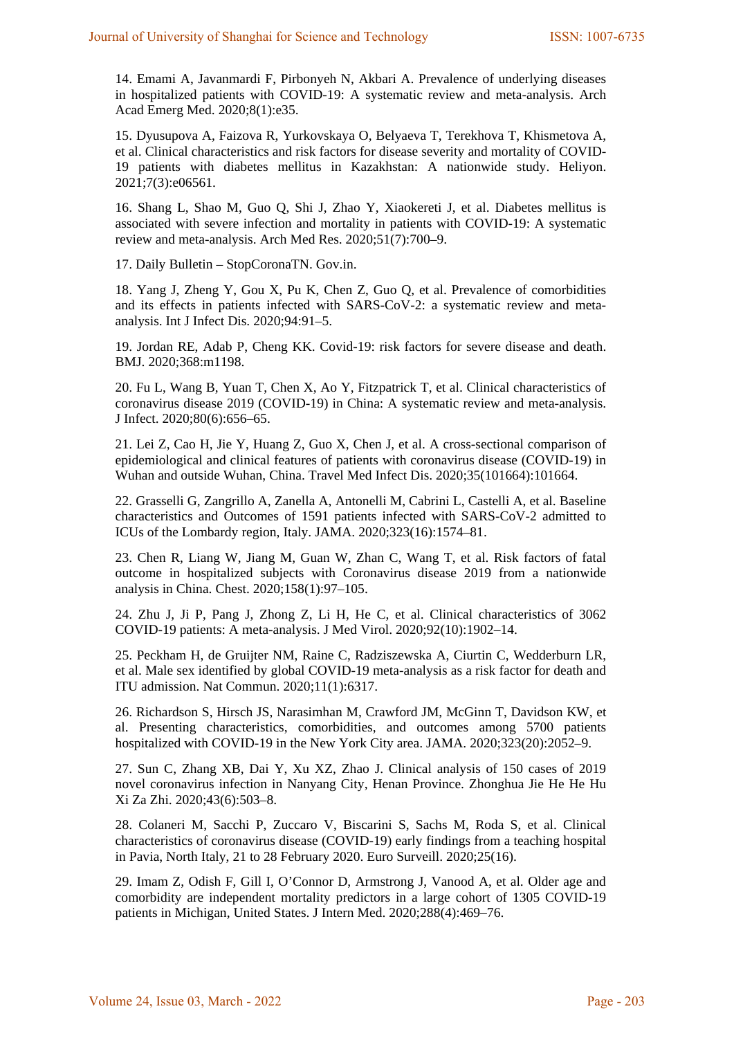14. Emami A, Javanmardi F, Pirbonyeh N, Akbari A. Prevalence of underlying diseases in hospitalized patients with COVID-19: A systematic review and meta-analysis. Arch Acad Emerg Med. 2020;8(1):e35.

15. Dyusupova A, Faizova R, Yurkovskaya O, Belyaeva T, Terekhova T, Khismetova A, et al. Clinical characteristics and risk factors for disease severity and mortality of COVID-19 patients with diabetes mellitus in Kazakhstan: A nationwide study. Heliyon. 2021;7(3):e06561.

16. Shang L, Shao M, Guo Q, Shi J, Zhao Y, Xiaokereti J, et al. Diabetes mellitus is associated with severe infection and mortality in patients with COVID-19: A systematic review and meta-analysis. Arch Med Res. 2020;51(7):700–9.

17. Daily Bulletin – StopCoronaTN. Gov.in.

18. Yang J, Zheng Y, Gou X, Pu K, Chen Z, Guo Q, et al. Prevalence of comorbidities and its effects in patients infected with SARS-CoV-2: a systematic review and meta-analysis. Int J Infect Dis. 2020;94:91–5.

19. Jordan RE, Adab P, Cheng KK. Covid-19: risk factors for severe disease and death. BMJ. 2020;368:m1198.

20. Fu L, Wang B, Yuan T, Chen X, Ao Y, Fitzpatrick T, et al. Clinical characteristics of coronavirus disease 2019 (COVID-19) in China: A systematic review and meta-analysis. J Infect. 2020;80(6):656–65.

21. Lei Z, Cao H, Jie Y, Huang Z, Guo X, Chen J, et al. A cross-sectional comparison of epidemiological and clinical features of patients with coronavirus disease (COVID-19) in Wuhan and outside Wuhan, China. Travel Med Infect Dis. 2020;35(101664):101664.

22. Grasselli G, Zangrillo A, Zanella A, Antonelli M, Cabrini L, Castelli A, et al. Baseline characteristics and Outcomes of 1591 patients infected with SARS-CoV-2 admitted to ICUs of the Lombardy region, Italy. JAMA. 2020;323(16):1574–81.

23. Chen R, Liang W, Jiang M, Guan W, Zhan C, Wang T, et al. Risk factors of fatal outcome in hospitalized subjects with Coronavirus disease 2019 from a nationwide analysis in China. Chest. 2020;158(1):97–105.

24. Zhu J, Ji P, Pang J, Zhong Z, Li H, He C, et al. Clinical characteristics of 3062 COVID-19 patients: A meta-analysis. J Med Virol. 2020;92(10):1902–14.

25. Peckham H, de Gruijter NM, Raine C, Radziszewska A, Ciurtin C, Wedderburn LR, et al. Male sex identified by global COVID-19 meta-analysis as a risk factor for death and ITU admission. Nat Commun. 2020;11(1):6317.

26. Richardson S, Hirsch JS, Narasimhan M, Crawford JM, McGinn T, Davidson KW, et al. Presenting characteristics, comorbidities, and outcomes among 5700 patients hospitalized with COVID-19 in the New York City area. JAMA. 2020;323(20):2052–9.

27. Sun C, Zhang XB, Dai Y, Xu XZ, Zhao J. Clinical analysis of 150 cases of 2019 novel coronavirus infection in Nanyang City, Henan Province. Zhonghua Jie He He Hu Xi Za Zhi. 2020;43(6):503–8.

28. Colaneri M, Sacchi P, Zuccaro V, Biscarini S, Sachs M, Roda S, et al. Clinical characteristics of coronavirus disease (COVID-19) early findings from a teaching hospital in Pavia, North Italy, 21 to 28 February 2020. Euro Surveill. 2020;25(16).

29. Imam Z, Odish F, Gill I, O'Connor D, Armstrong J, Vanood A, et al. Older age and comorbidity are independent mortality predictors in a large cohort of 1305 COVID-19 patients in Michigan, United States. J Intern Med. 2020;288(4):469–76.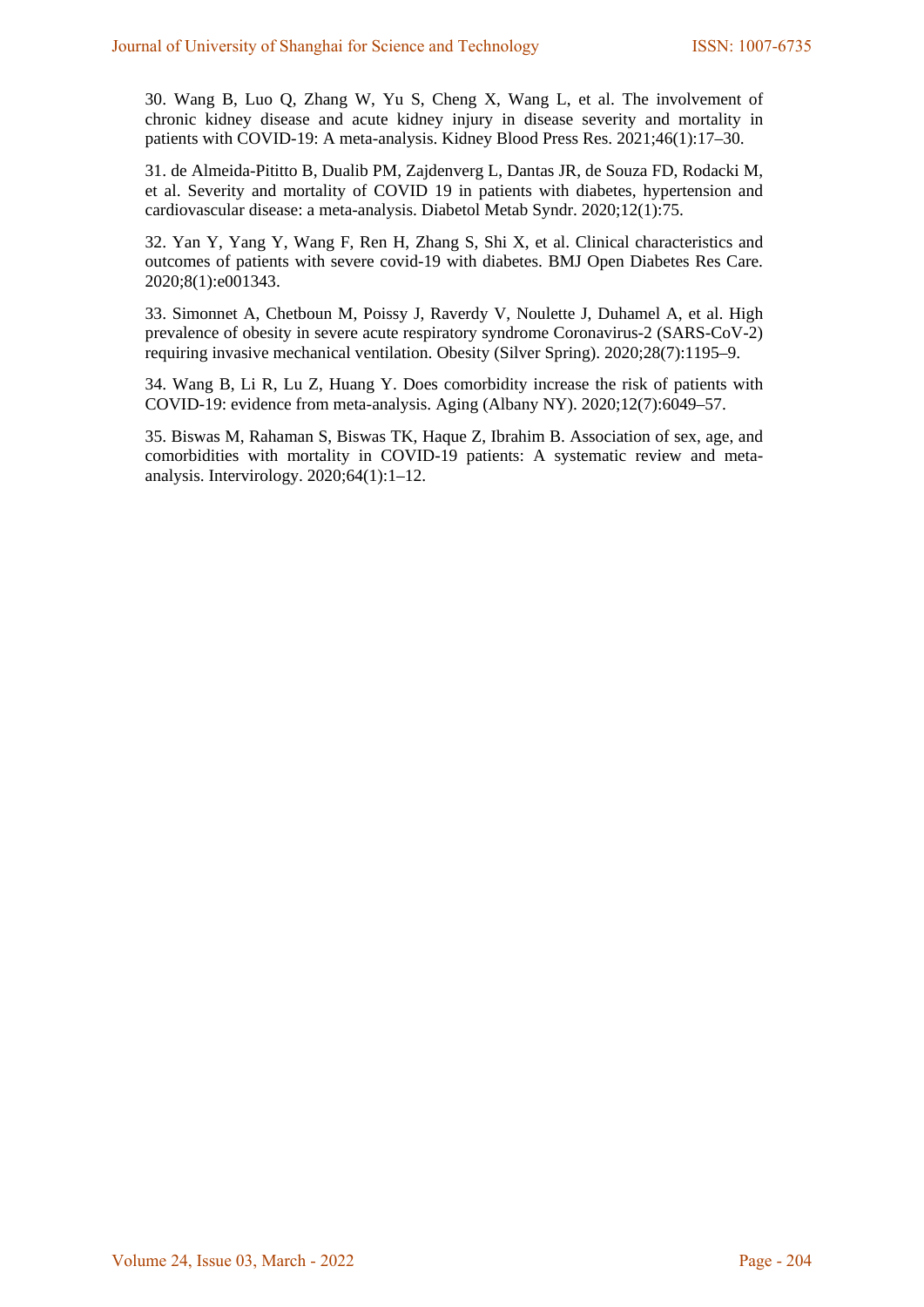30. Wang B, Luo Q, Zhang W, Yu S, Cheng X, Wang L, et al. The involvement of chronic kidney disease and acute kidney injury in disease severity and mortality in patients with COVID-19: A meta-analysis. Kidney Blood Press Res. 2021;46(1):17–30.

31. de Almeida-Pititto B, Dualib PM, Zajdenverg L, Dantas JR, de Souza FD, Rodacki M, et al. Severity and mortality of COVID 19 in patients with diabetes, hypertension and cardiovascular disease: a meta-analysis. Diabetol Metab Syndr. 2020;12(1):75.

32. Yan Y, Yang Y, Wang F, Ren H, Zhang S, Shi X, et al. Clinical characteristics and outcomes of patients with severe covid-19 with diabetes. BMJ Open Diabetes Res Care. 2020;8(1):e001343.

33. Simonnet A, Chetboun M, Poissy J, Raverdy V, Noulette J, Duhamel A, et al. High prevalence of obesity in severe acute respiratory syndrome Coronavirus-2 (SARS-CoV-2) requiring invasive mechanical ventilation. Obesity (Silver Spring). 2020;28(7):1195–9.

34. Wang B, Li R, Lu Z, Huang Y. Does comorbidity increase the risk of patients with COVID-19: evidence from meta-analysis. Aging (Albany NY). 2020;12(7):6049–57.

35. Biswas M, Rahaman S, Biswas TK, Haque Z, Ibrahim B. Association of sex, age, and comorbidities with mortality in COVID-19 patients: A systematic review and meta-analysis. Intervirology. 2020;64(1):1–12.